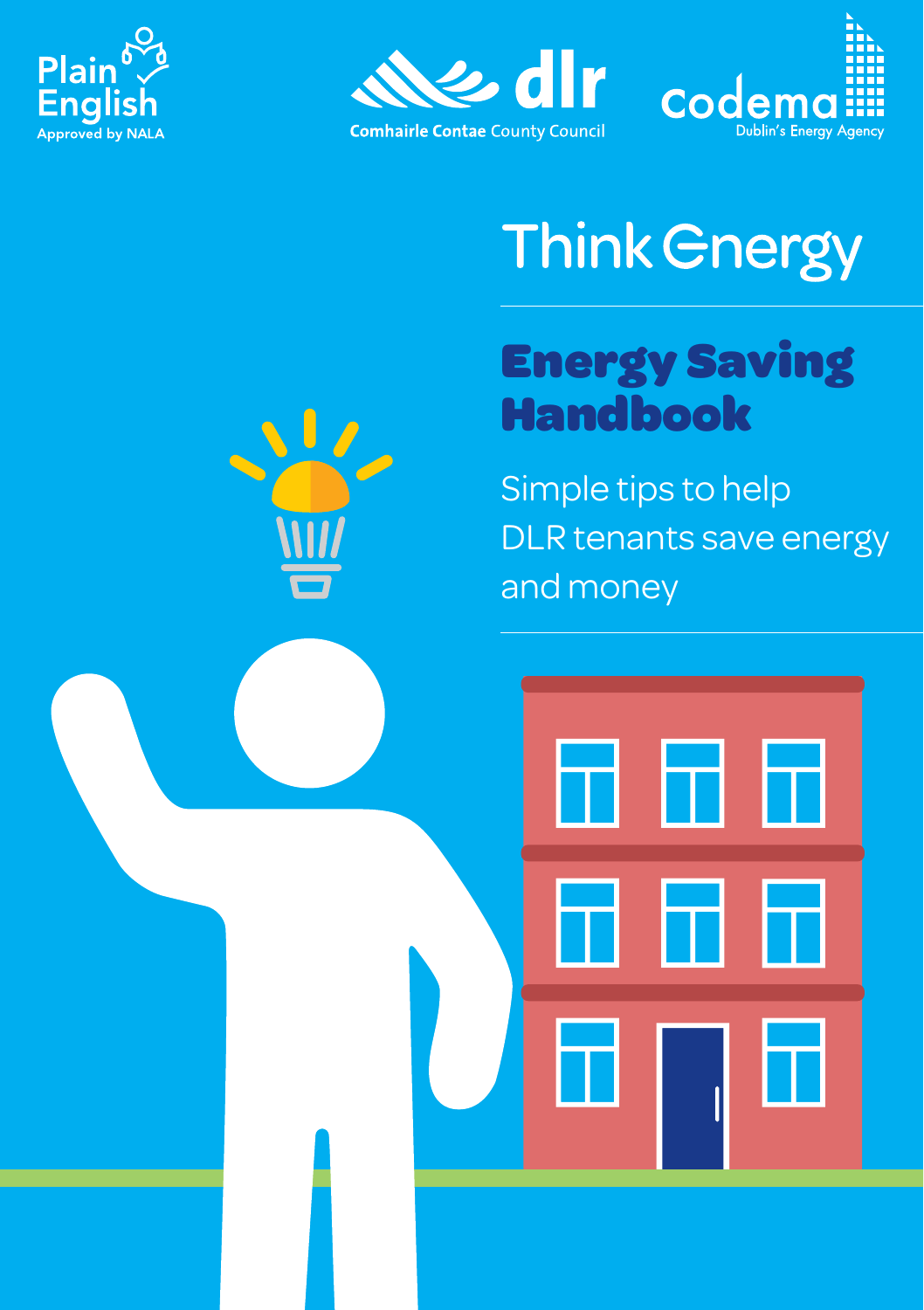Plain English Approved by NALA

dlr Comhairle Contae County Council

codema Dublin's Energy Agency

Think Energy

# Energy Saving Handbook

Simple tips to help DLR tenants save energy and money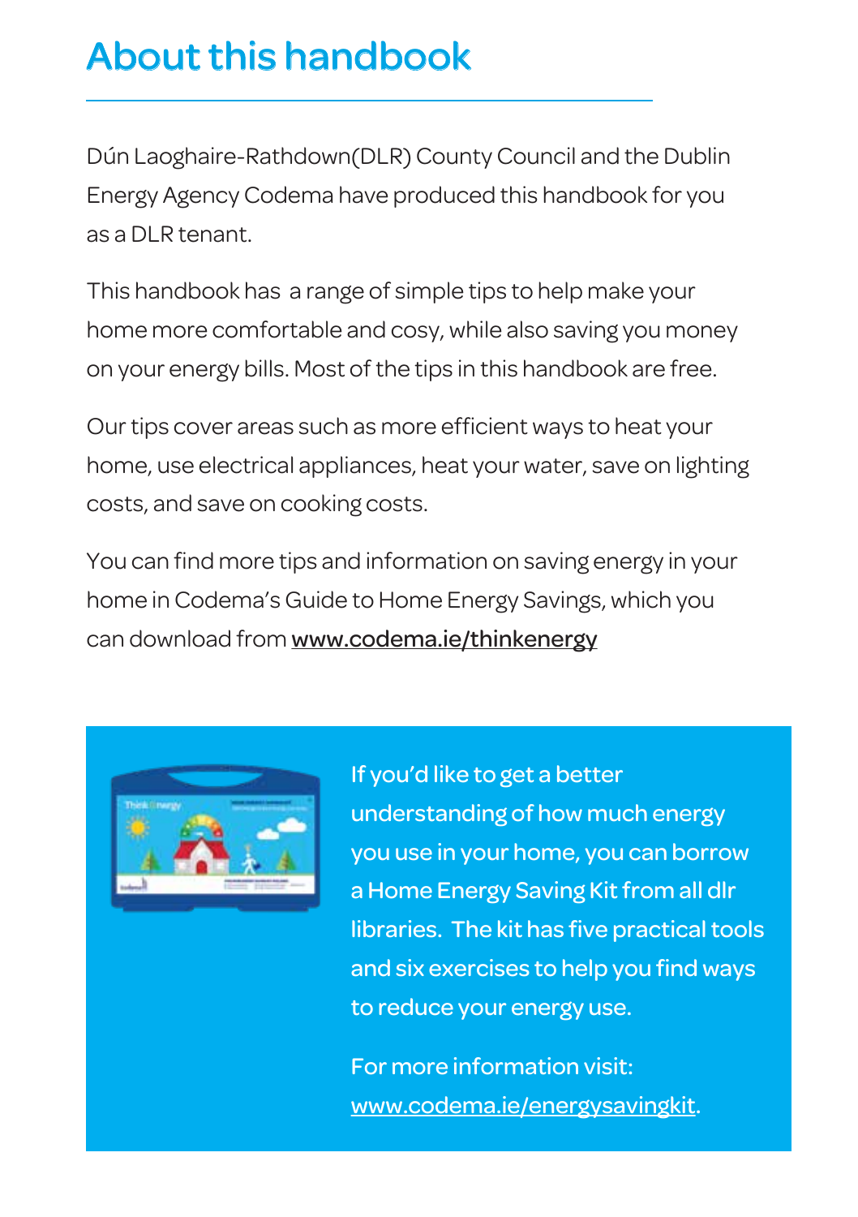# About this handbook

Dún Laoghaire-Rathdown(DLR) County Council and the Dublin Energy Agency Codema have produced this handbook for you as a DLR tenant.

This handbook has a range of simple tips to help make your home more comfortable and cosy, while also saving you money on your energy bills. Most of the tips in this handbook are free.

Our tips cover areas such as more efficient ways to heat your home, use electrical appliances, heat your water, save on lighting costs, and save on cooking costs.

You can find more tips and information on saving energy in your home in Codema's Guide to Home Energy Savings, which you can download from www.codema.ie/thinkenergy

If you'd like to get a better understanding of how much energy you use in your home, you can borrow a Home Energy Saving Kit from all dlr libraries. The kit has five practical tools and six exercises to help you find ways to reduce your energy use.

For more information visit: www.codema.ie/energysavingkit.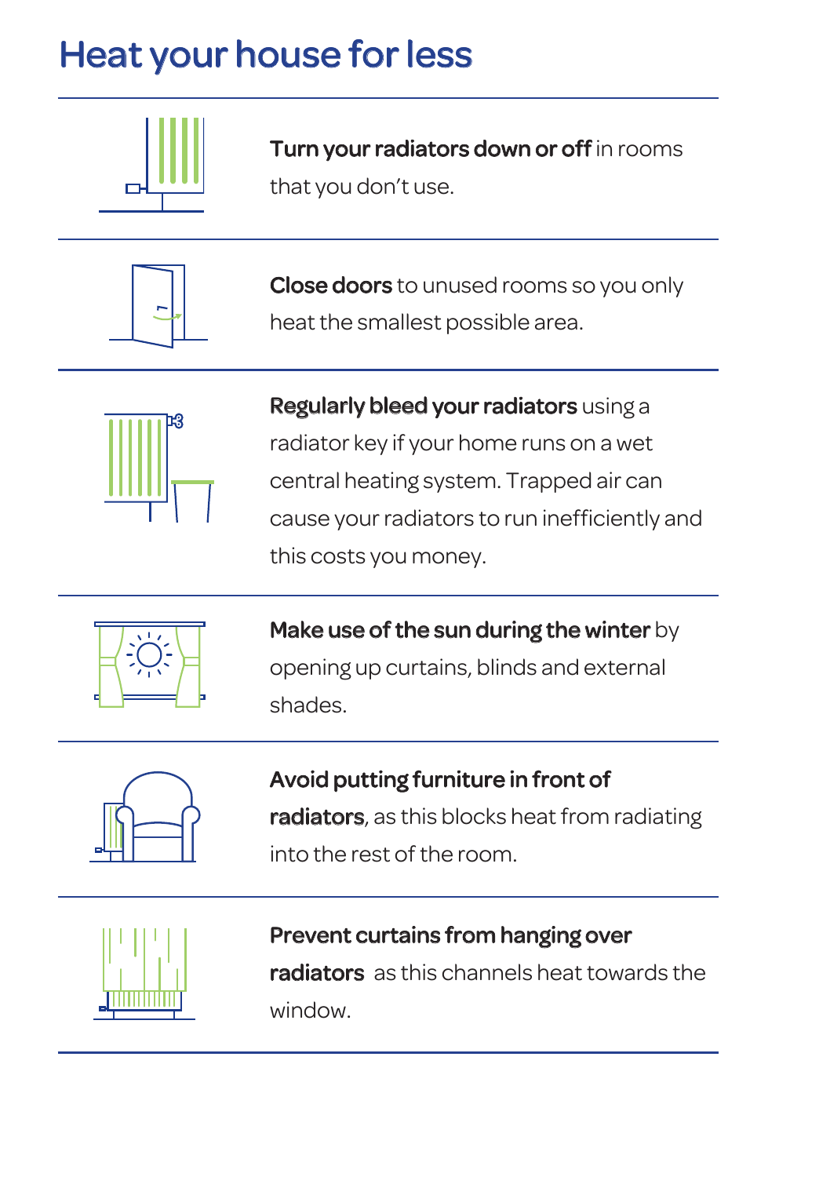# Heat your house for less

**Turn your radiators down or off** in rooms that you don't use.

**Close doors** to unused rooms so you only heat the smallest possible area.

**Regularly bleed your radiators** using a radiator key if your home runs on a wet central heating system. Trapped air can cause your radiators to run inefficiently and this costs you money.

**Make use of the sun during the winter** by opening up curtains, blinds and external shades.

**Avoid putting furniture in front of radiators**, as this blocks heat from radiating into the rest of the room.

**Prevent curtains from hanging over radiators** as this channels heat towards the window.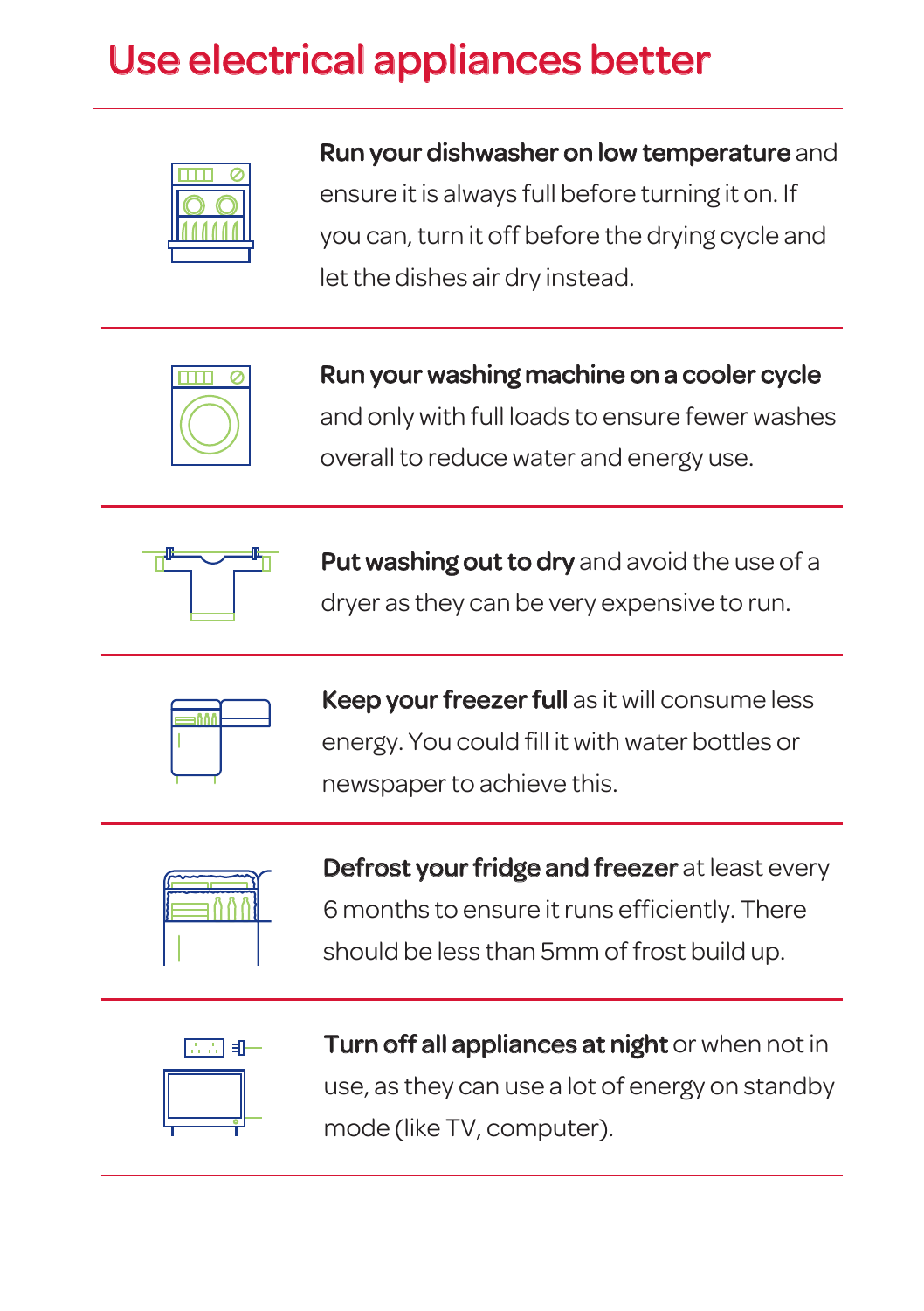# Use electrical appliances better

**Run your dishwasher on low temperature** and ensure it is always full before turning it on. If you can, turn it off before the drying cycle and let the dishes air dry instead.

**Run your washing machine on a cooler cycle** and only with full loads to ensure fewer washes overall to reduce water and energy use.

**Put washing out to dry** and avoid the use of a dryer as they can be very expensive to run.

**Keep your freezer full** as it will consume less energy. You could fill it with water bottles or newspaper to achieve this.

**Defrost your fridge and freezer** at least every 6 months to ensure it runs efficiently. There should be less than 5mm of frost build up.

**Turn off all appliances at night** or when not in use, as they can use a lot of energy on standby mode (like TV, computer).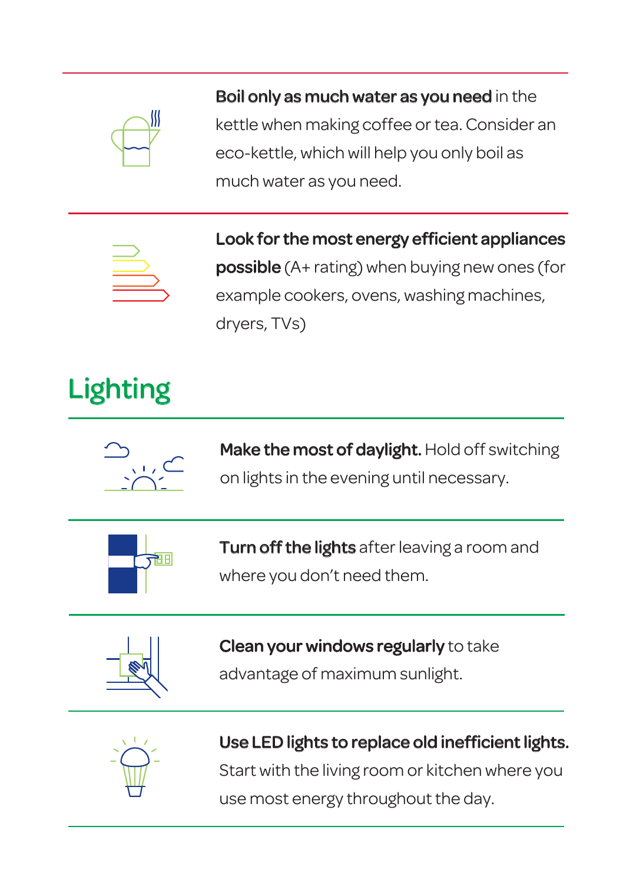**Boil only as much water as you need** in the kettle when making coffee or tea. Consider an eco-kettle, which will help you only boil as much water as you need.

**Look for the most energy efficient appliances possible** (A+ rating) when buying new ones (for example cookers, ovens, washing machines, dryers, TVs)

## Lighting

**Make the most of daylight.** Hold off switching on lights in the evening until necessary.

**Turn off the lights** after leaving a room and where you don't need them.

**Clean your windows regularly** to take advantage of maximum sunlight.

**Use LED lights to replace old inefficient lights.** Start with the living room or kitchen where you use most energy throughout the day.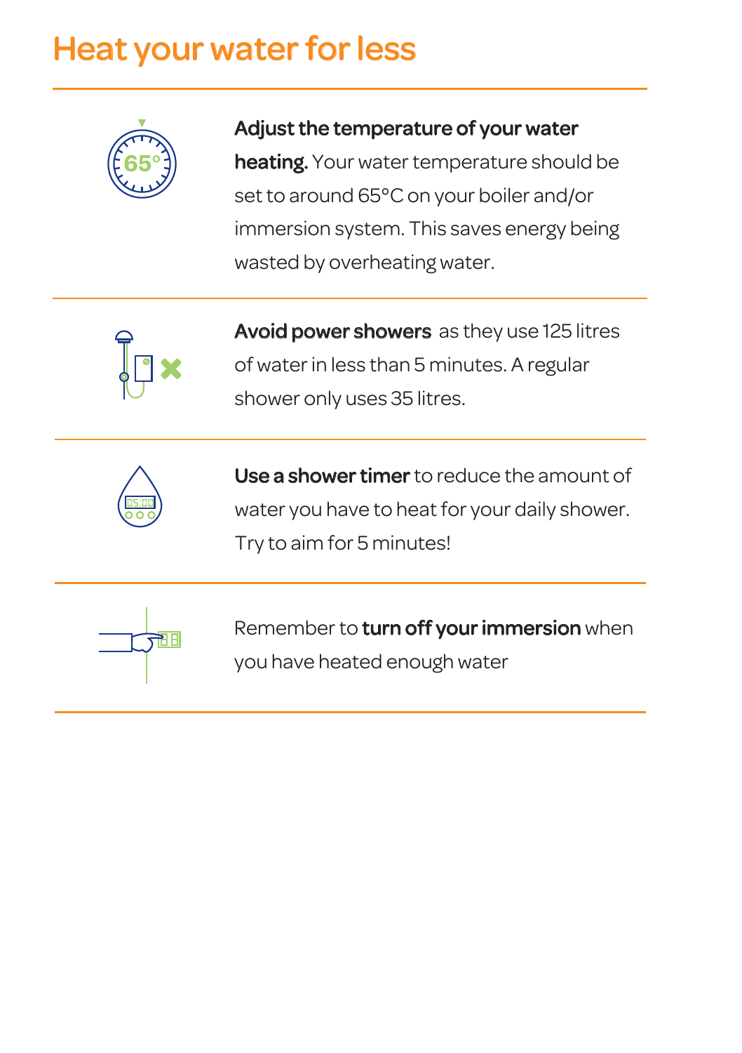# Heat your water for less

**Adjust the temperature of your water heating.** Your water temperature should be set to around 65°C on your boiler and/or immersion system. This saves energy being wasted by overheating water.

**Avoid power showers** as they use 125 litres of water in less than 5 minutes. A regular shower only uses 35 litres.

**Use a shower timer** to reduce the amount of water you have to heat for your daily shower. Try to aim for 5 minutes!

Remember to **turn off your immersion** when you have heated enough water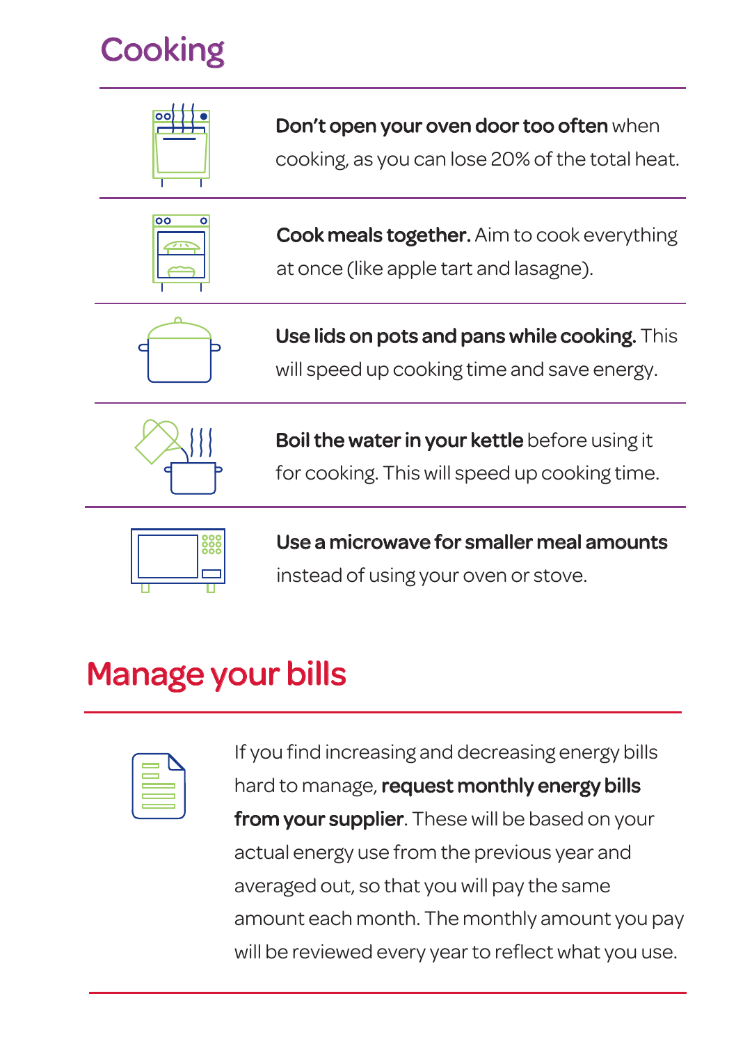## Cooking

**Don't open your oven door too often** when cooking, as you can lose 20% of the total heat.

**Cook meals together.** Aim to cook everything at once (like apple tart and lasagne).

**Use lids on pots and pans while cooking.** This will speed up cooking time and save energy.

**Boil the water in your kettle** before using it for cooking. This will speed up cooking time.

**Use a microwave for smaller meal amounts** instead of using your oven or stove.

## Manage your bills

If you find increasing and decreasing energy bills hard to manage, **request monthly energy bills from your supplier**. These will be based on your actual energy use from the previous year and averaged out, so that you will pay the same amount each month. The monthly amount you pay will be reviewed every year to reflect what you use.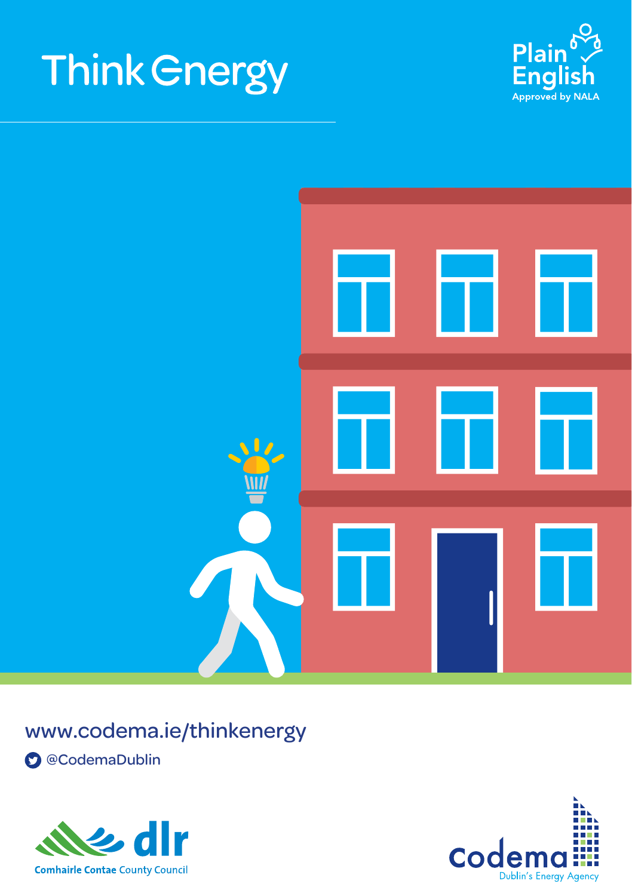# Think Energy

Plain English
Approved by NALA

www.codema.ie/thinkenergy

@CodemaDublin

dlr
Comhairle Contae County Council

Codema
Dublin's Energy Agency